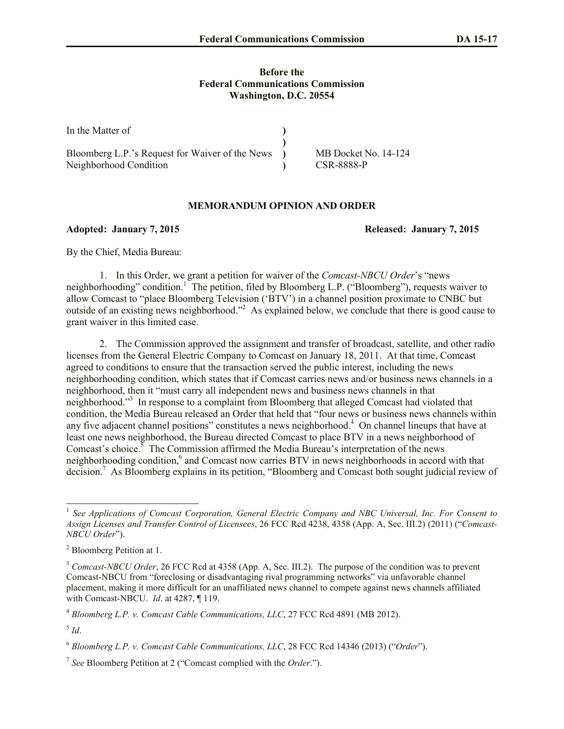**Before the**
**Federal Communications Commission**
**Washington, D.C. 20554**

| | | |
|---|---|---|
| In the Matter of | ) | |
| | ) | |
| Bloomberg L.P.'s Request for Waiver of the News | ) | MB Docket No. 14-124 |
| Neighborhood Condition | ) | CSR-8888-P |

**MEMORANDUM OPINION AND ORDER**

**Adopted: January 7, 2015** **Released: January 7, 2015**

By the Chief, Media Bureau:

1. In this Order, we grant a petition for waiver of the *Comcast-NBCU Order*'s "news neighborhooding" condition.[1] The petition, filed by Bloomberg L.P. ("Bloomberg"), requests waiver to allow Comcast to "place Bloomberg Television ('BTV') in a channel position proximate to CNBC but outside of an existing news neighborhood."[2] As explained below, we conclude that there is good cause to grant waiver in this limited case.

2. The Commission approved the assignment and transfer of broadcast, satellite, and other radio licenses from the General Electric Company to Comcast on January 18, 2011. At that time, Comcast agreed to conditions to ensure that the transaction served the public interest, including the news neighborhooding condition, which states that if Comcast carries news and/or business news channels in a neighborhood, then it "must carry all independent news and business news channels in that neighborhood."[3] In response to a complaint from Bloomberg that alleged Comcast had violated that condition, the Media Bureau released an Order that held that "four news or business news channels within any five adjacent channel positions" constitutes a news neighborhood.[4] On channel lineups that have at least one news neighborhood, the Bureau directed Comcast to place BTV in a news neighborhood of Comcast's choice.[5] The Commission affirmed the Media Bureau's interpretation of the news neighborhooding condition,[6] and Comcast now carries BTV in news neighborhoods in accord with that decision.[7] As Bloomberg explains in its petition, "Bloomberg and Comcast both sought judicial review of

---

[1] *See Applications of Comcast Corporation, General Electric Company and NBC Universal, Inc. For Consent to Assign Licenses and Transfer Control of Licensees*, 26 FCC Rcd 4238, 4358 (App. A, Sec. III.2) (2011) ("*Comcast-NBCU Order*").

[2] Bloomberg Petition at 1.

[3] *Comcast-NBCU Order*, 26 FCC Rcd at 4358 (App. A, Sec. III.2). The purpose of the condition was to prevent Comcast-NBCU from "foreclosing or disadvantaging rival programming networks" via unfavorable channel placement, making it more difficult for an unaffiliated news channel to compete against news channels affiliated with Comcast-NBCU. *Id*. at 4287, ¶ 119.

[4] *Bloomberg L.P. v. Comcast Cable Communications, LLC*, 27 FCC Rcd 4891 (MB 2012).

[5] *Id*.

[6] *Bloomberg L.P. v. Comcast Cable Communications, LLC*, 28 FCC Rcd 14346 (2013) ("*Order*").

[7] *See* Bloomberg Petition at 2 ("Comcast complied with the *Order*.").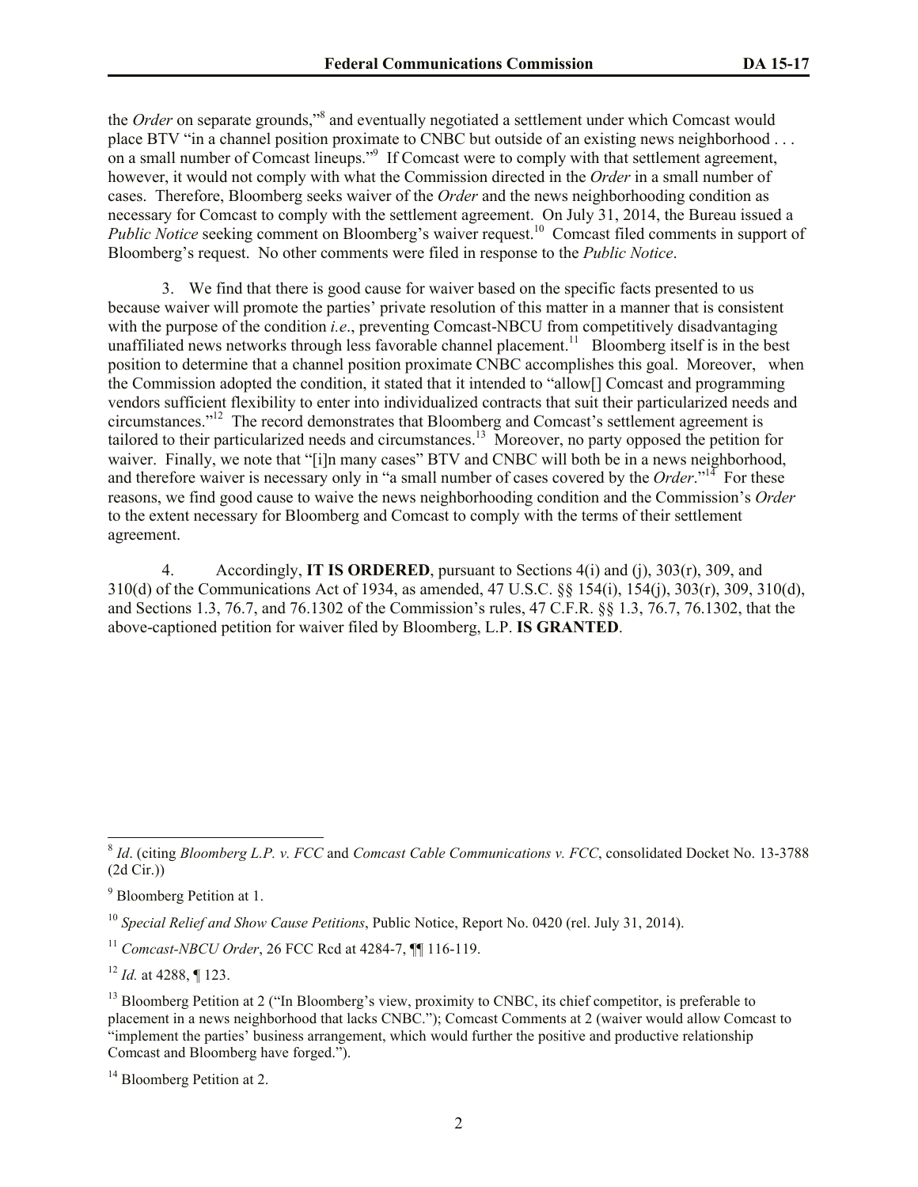the *Order* on separate grounds,"[8] and eventually negotiated a settlement under which Comcast would place BTV "in a channel position proximate to CNBC but outside of an existing news neighborhood . . . on a small number of Comcast lineups."[9] If Comcast were to comply with that settlement agreement, however, it would not comply with what the Commission directed in the *Order* in a small number of cases. Therefore, Bloomberg seeks waiver of the *Order* and the news neighborhooding condition as necessary for Comcast to comply with the settlement agreement. On July 31, 2014, the Bureau issued a *Public Notice* seeking comment on Bloomberg's waiver request.[10] Comcast filed comments in support of Bloomberg's request. No other comments were filed in response to the *Public Notice*.

3. We find that there is good cause for waiver based on the specific facts presented to us because waiver will promote the parties' private resolution of this matter in a manner that is consistent with the purpose of the condition *i.e.*, preventing Comcast-NBCU from competitively disadvantaging unaffiliated news networks through less favorable channel placement.[11] Bloomberg itself is in the best position to determine that a channel position proximate CNBC accomplishes this goal. Moreover, when the Commission adopted the condition, it stated that it intended to "allow[] Comcast and programming vendors sufficient flexibility to enter into individualized contracts that suit their particularized needs and circumstances."[12] The record demonstrates that Bloomberg and Comcast's settlement agreement is tailored to their particularized needs and circumstances.[13] Moreover, no party opposed the petition for waiver. Finally, we note that "[i]n many cases" BTV and CNBC will both be in a news neighborhood, and therefore waiver is necessary only in "a small number of cases covered by the *Order*."[14] For these reasons, we find good cause to waive the news neighborhooding condition and the Commission's *Order* to the extent necessary for Bloomberg and Comcast to comply with the terms of their settlement agreement.

4. Accordingly, **IT IS ORDERED**, pursuant to Sections 4(i) and (j), 303(r), 309, and 310(d) of the Communications Act of 1934, as amended, 47 U.S.C. §§ 154(i), 154(j), 303(r), 309, 310(d), and Sections 1.3, 76.7, and 76.1302 of the Commission's rules, 47 C.F.R. §§ 1.3, 76.7, 76.1302, that the above-captioned petition for waiver filed by Bloomberg, L.P. **IS GRANTED**.

---

[8] *Id*. (citing *Bloomberg L.P. v. FCC* and *Comcast Cable Communications v. FCC*, consolidated Docket No. 13-3788 (2d Cir.))

[9] Bloomberg Petition at 1.

[10] *Special Relief and Show Cause Petitions*, Public Notice, Report No. 0420 (rel. July 31, 2014).

[11] *Comcast-NBCU Order*, 26 FCC Rcd at 4284-7, ¶¶ 116-119.

[12] *Id.* at 4288, ¶ 123.

[13] Bloomberg Petition at 2 ("In Bloomberg's view, proximity to CNBC, its chief competitor, is preferable to placement in a news neighborhood that lacks CNBC."); Comcast Comments at 2 (waiver would allow Comcast to "implement the parties' business arrangement, which would further the positive and productive relationship Comcast and Bloomberg have forged.").

[14] Bloomberg Petition at 2.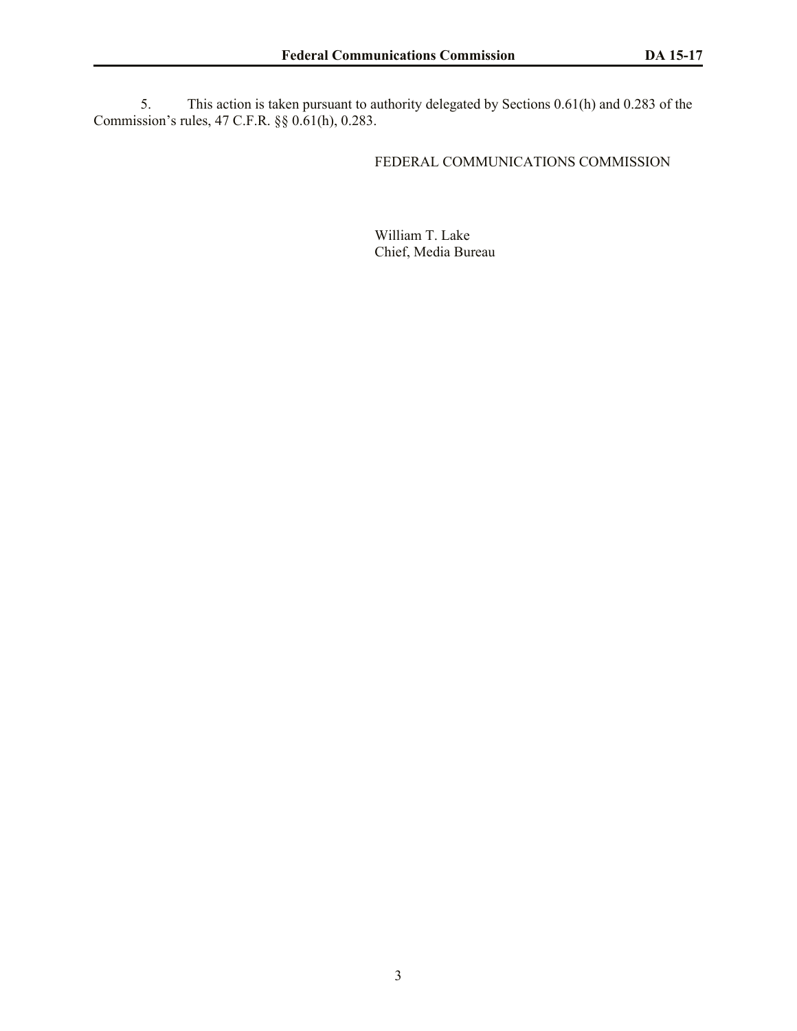5. This action is taken pursuant to authority delegated by Sections 0.61(h) and 0.283 of the Commission's rules, 47 C.F.R. §§ 0.61(h), 0.283.

FEDERAL COMMUNICATIONS COMMISSION

William T. Lake
Chief, Media Bureau